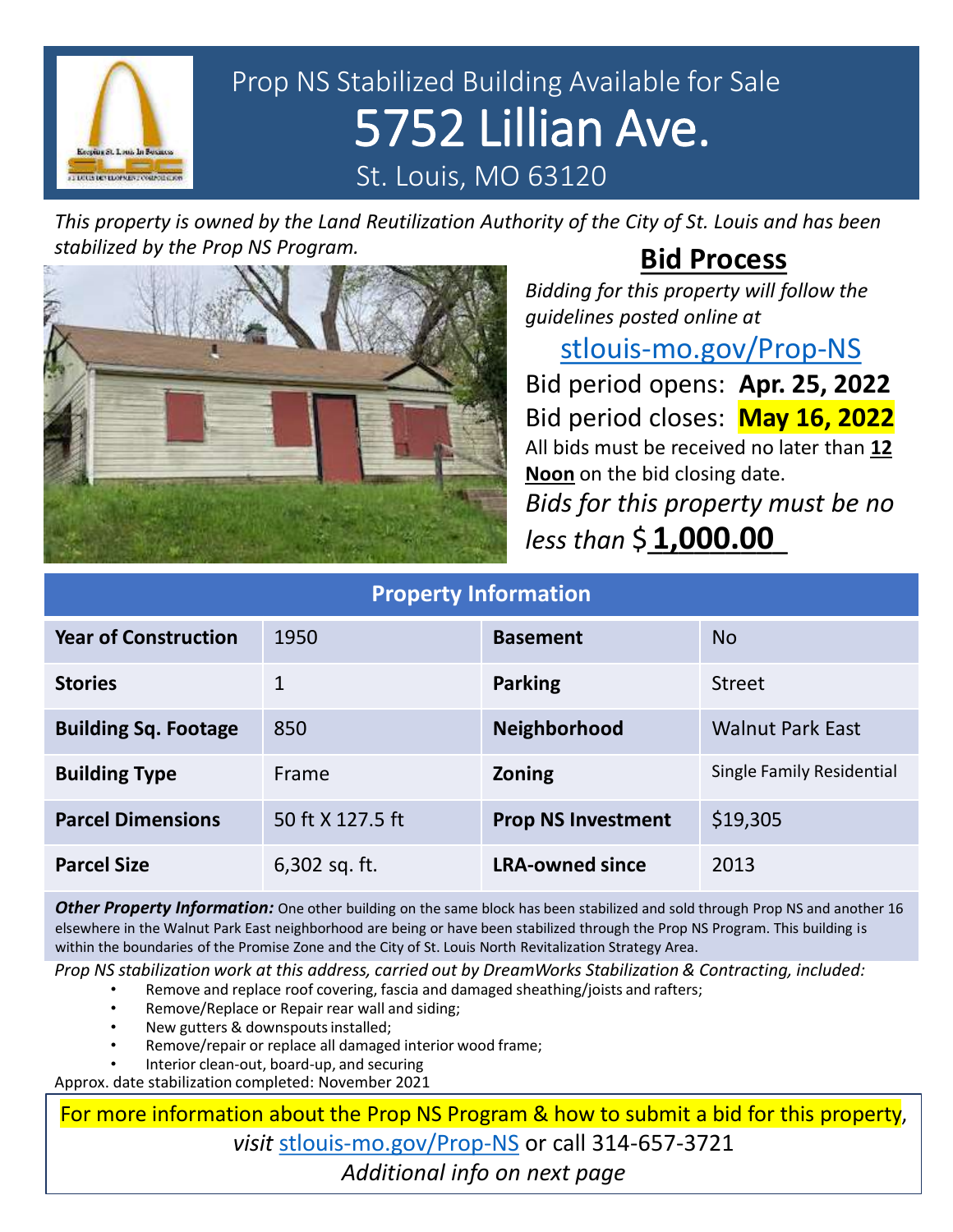# Prop NS Stabilized Building Available for Sale

# 5752 Lillian Ave.

St. Louis, MO 63120

*This property is owned by the Land Reutilization Authority of the City of St. Louis and has been stabilized by the Prop NS Program.*

## Bid Process

*Bidding for this property will follow the guidelines posted online at*

stlouis-mo.gov/Prop-NS

Bid period opens: **Apr. 25, 2022**

Bid period closes: **May 16, 2022**

All bids must be received no later than **12 Noon** on the bid closing date.

*Bids for this property must be no less than* $ **1,000.00**

## Property Information

| Year of Construction | 1950 | Basement | No |
|---|---|---|---|
| Stories | 1 | Parking | Street |
| Building Sq. Footage | 850 | Neighborhood | Walnut Park East |
| Building Type | Frame | Zoning | Single Family Residential |
| Parcel Dimensions | 50 ft X 127.5 ft | Prop NS Investment | $19,305 |
| Parcel Size | 6,302 sq. ft. | LRA-owned since | 2013 |

***Other Property Information:*** One other building on the same block has been stabilized and sold through Prop NS and another 16 elsewhere in the Walnut Park East neighborhood are being or have been stabilized through the Prop NS Program. This building is within the boundaries of the Promise Zone and the City of St. Louis North Revitalization Strategy Area.

*Prop NS stabilization work at this address, carried out by DreamWorks Stabilization & Contracting, included:*

- Remove and replace roof covering, fascia and damaged sheathing/joists and rafters;
- Remove/Replace or Repair rear wall and siding;
- New gutters & downspouts installed;
- Remove/repair or replace all damaged interior wood frame;
- Interior clean-out, board-up, and securing

Approx. date stabilization completed: November 2021

For more information about the Prop NS Program & how to submit a bid for this property, *visit* stlouis-mo.gov/Prop-NS or call 314-657-3721

*Additional info on next page*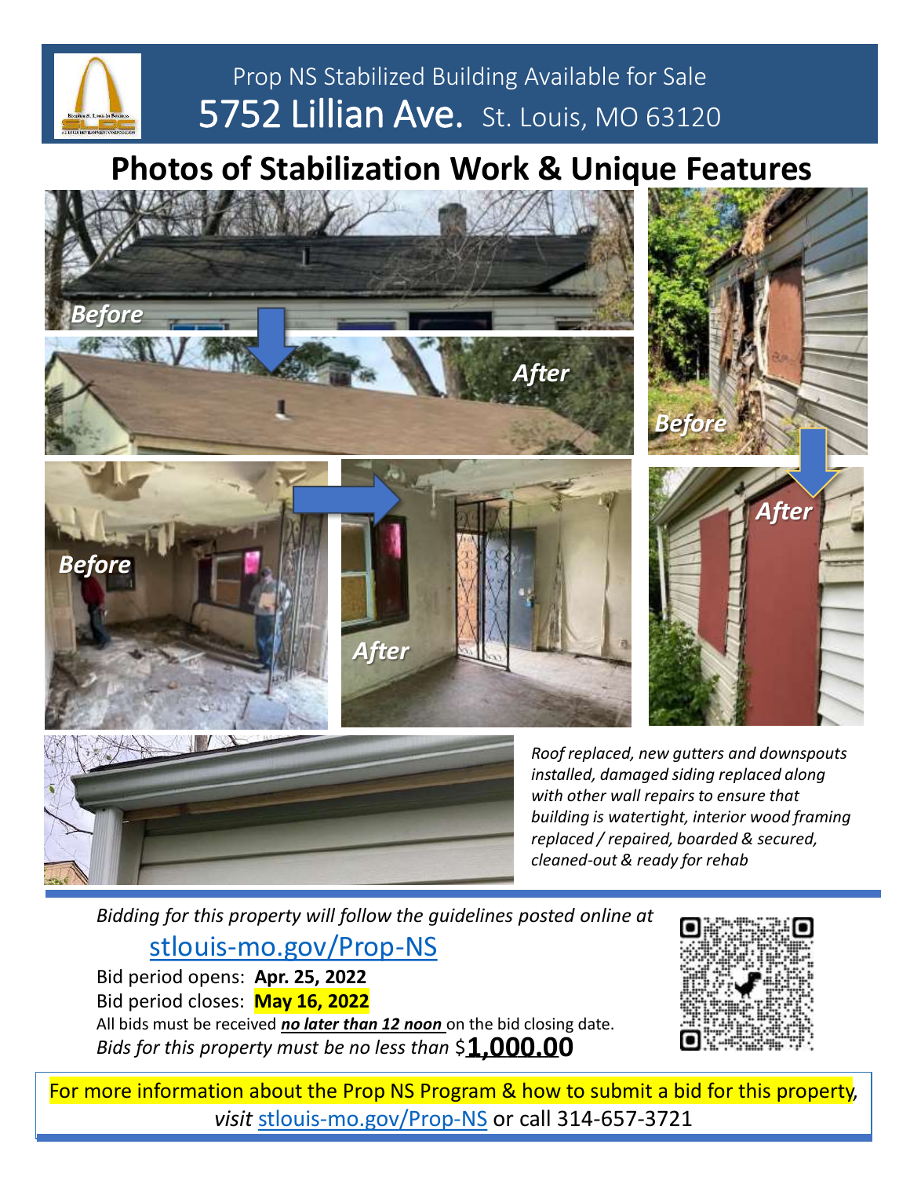Prop NS Stabilized Building Available for Sale

# 5752 Lillian Ave. St. Louis, MO 63120

## Photos of Stabilization Work & Unique Features

*Roof replaced, new gutters and downspouts installed, damaged siding replaced along with other wall repairs to ensure that building is watertight, interior wood framing replaced / repaired, boarded & secured, cleaned-out & ready for rehab*

*Bidding for this property will follow the guidelines posted online at*

stlouis-mo.gov/Prop-NS

Bid period opens: **Apr. 25, 2022**

Bid period closes: **May 16, 2022**

All bids must be received ***no later than 12 noon*** on the bid closing date.

*Bids for this property must be no less than* $**1,000.00**

For more information about the Prop NS Program & how to submit a bid for this property, *visit* stlouis-mo.gov/Prop-NS or call 314-657-3721